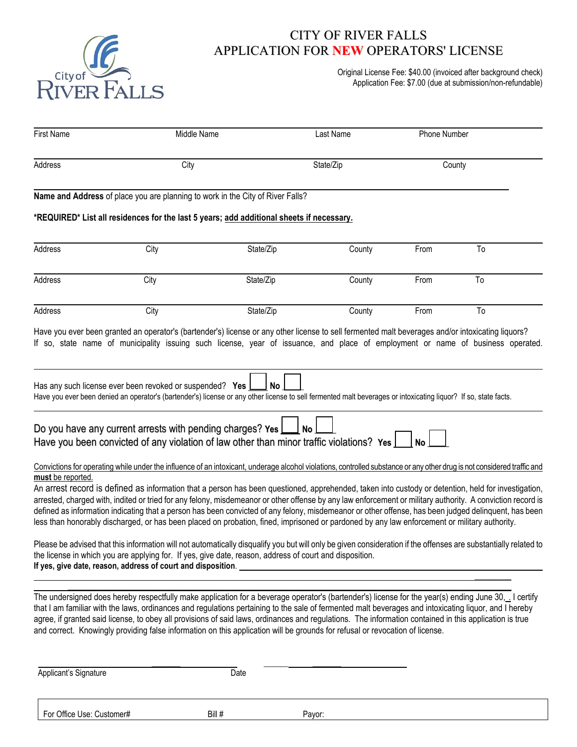# CITY OF RIVER FALLS
# APPLICATION FOR **NEW** OPERATORS' LICENSE

Original License Fee: $40.00 (invoiced after background check)
Application Fee: $7.00 (due at submission/non-refundable)

| First Name | Middle Name | Last Name | Phone Number |
|---|---|---|---|
| Address | City | State/Zip | County |

**Name and Address** of place you are planning to work in the City of River Falls?

***REQUIRED* List all residences for the last 5 years; add additional sheets if necessary.**

| Address | City | State/Zip | County | From | To |
|---|---|---|---|---|---|
| Address | City | State/Zip | County | From | To |
| Address | City | State/Zip | County | From | To |
| Address | City | State/Zip | County | From | To |

Have you ever been granted an operator's (bartender's) license or any other license to sell fermented malt beverages and/or intoxicating liquors? If so, state name of municipality issuing such license, year of issuance, and place of employment or name of business operated.

Has any such license ever been revoked or suspended? **Yes** ☐ **No** ☐
Have you ever been denied an operator's (bartender's) license or any other license to sell fermented malt beverages or intoxicating liquor? If so, state facts.

Do you have any current arrests with pending charges? **Yes** ☐ **No** ☐
Have you been convicted of any violation of law other than minor traffic violations? **Yes** ☐ **No** ☐

Convictions for operating while under the influence of an intoxicant, underage alcohol violations, controlled substance or any other drug is not considered traffic and **must** be reported.
An arrest record is defined as information that a person has been questioned, apprehended, taken into custody or detention, held for investigation, arrested, charged with, indited or tried for any felony, misdemeanor or other offense by any law enforcement or military authority. A conviction record is defined as information indicating that a person has been convicted of any felony, misdemeanor or other offense, has been judged delinquent, has been less than honorably discharged, or has been placed on probation, fined, imprisoned or pardoned by any law enforcement or military authority.

Please be advised that this information will not automatically disqualify you but will only be given consideration if the offenses are substantially related to the license in which you are applying for. If yes, give date, reason, address of court and disposition.
**If yes, give date, reason, address of court and disposition**. ______________________________

The undersigned does hereby respectfully make application for a beverage operator's (bartender's) license for the year(s) ending June 30, . I certify that I am familiar with the laws, ordinances and regulations pertaining to the sale of fermented malt beverages and intoxicating liquor, and I hereby agree, if granted said license, to obey all provisions of said laws, ordinances and regulations. The information contained in this application is true and correct. Knowingly providing false information on this application will be grounds for refusal or revocation of license.

Applicant's Signature ______________________ Date ______________________

| For Office Use: Customer# | Bill # | Payor: |
|---|---|---|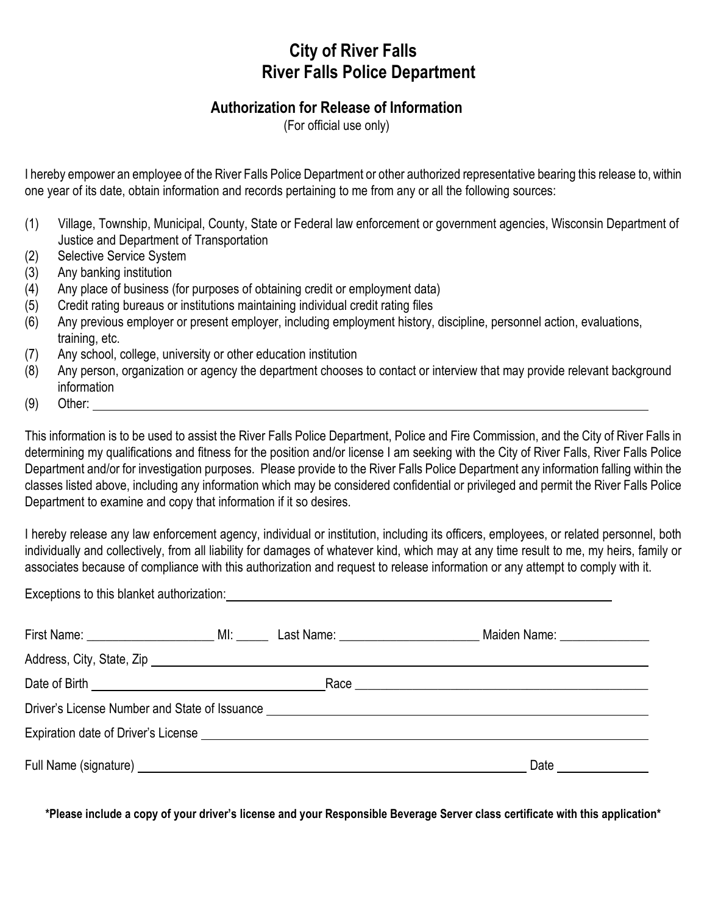# City of River Falls
# River Falls Police Department

## Authorization for Release of Information

(For official use only)

I hereby empower an employee of the River Falls Police Department or other authorized representative bearing this release to, within one year of its date, obtain information and records pertaining to me from any or all the following sources:

(1) Village, Township, Municipal, County, State or Federal law enforcement or government agencies, Wisconsin Department of Justice and Department of Transportation
(2) Selective Service System
(3) Any banking institution
(4) Any place of business (for purposes of obtaining credit or employment data)
(5) Credit rating bureaus or institutions maintaining individual credit rating files
(6) Any previous employer or present employer, including employment history, discipline, personnel action, evaluations, training, etc.
(7) Any school, college, university or other education institution
(8) Any person, organization or agency the department chooses to contact or interview that may provide relevant background information
(9) Other: ______________________________________________________________

This information is to be used to assist the River Falls Police Department, Police and Fire Commission, and the City of River Falls in determining my qualifications and fitness for the position and/or license I am seeking with the City of River Falls, River Falls Police Department and/or for investigation purposes. Please provide to the River Falls Police Department any information falling within the classes listed above, including any information which may be considered confidential or privileged and permit the River Falls Police Department to examine and copy that information if it so desires.

I hereby release any law enforcement agency, individual or institution, including its officers, employees, or related personnel, both individually and collectively, from all liability for damages of whatever kind, which may at any time result to me, my heirs, family or associates because of compliance with this authorization and request to release information or any attempt to comply with it.

Exceptions to this blanket authorization: ______________________________________________

First Name: ____________________ MI: _____ Last Name: ______________________ Maiden Name: ______________

Address, City, State, Zip ______________________________________________________________

Date of Birth ____________________________________ Race ____________________________________

Driver's License Number and State of Issuance ____________________________________________

Expiration date of Driver's License ______________________________________________________

Full Name (signature) ____________________________________________________ Date ______________

**\*Please include a copy of your driver's license and your Responsible Beverage Server class certificate with this application\***